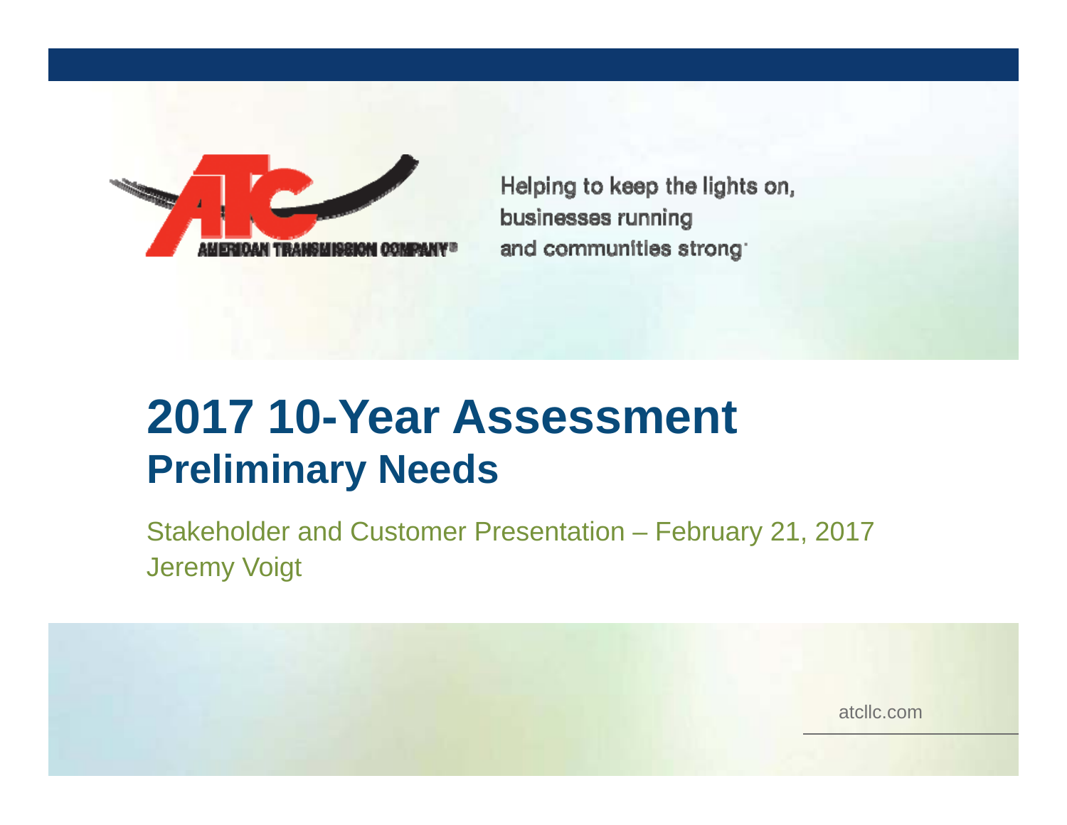AMERICAN TRANSMISSION COMPANY®

Helping to keep the lights on,
businesses running
and communities strong®

# 2017 10-Year Assessment
## Preliminary Needs

Stakeholder and Customer Presentation – February 21, 2017
Jeremy Voigt

atcllc.com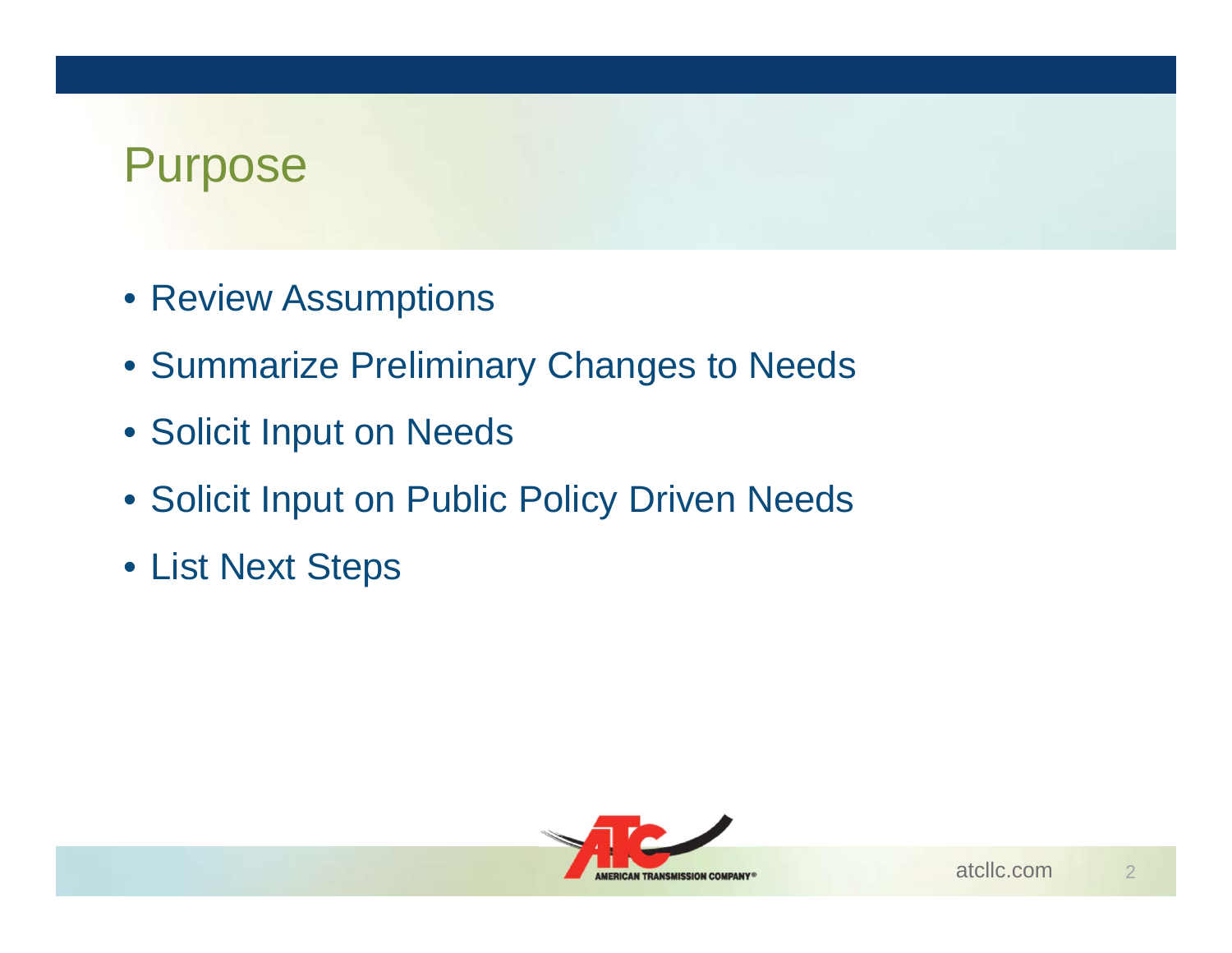# Purpose

- Review Assumptions
- Summarize Preliminary Changes to Needs
- Solicit Input on Needs
- Solicit Input on Public Policy Driven Needs
- List Next Steps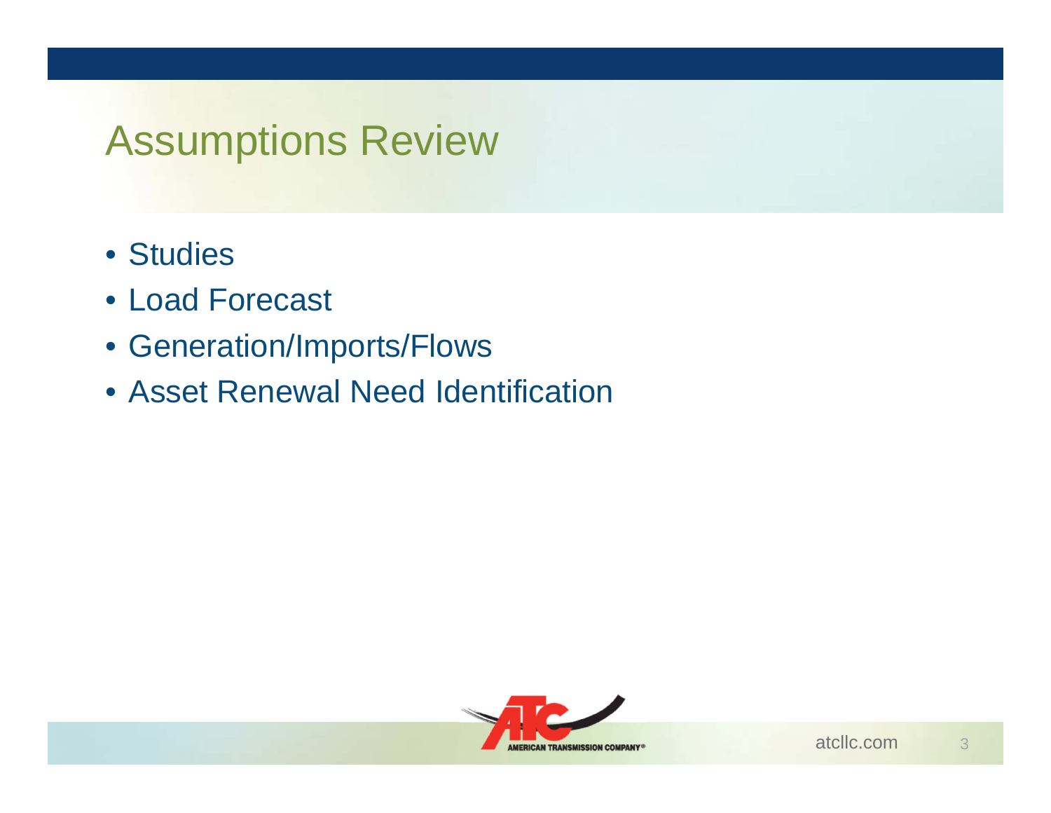# Assumptions Review

- Studies
- Load Forecast
- Generation/Imports/Flows
- Asset Renewal Need Identification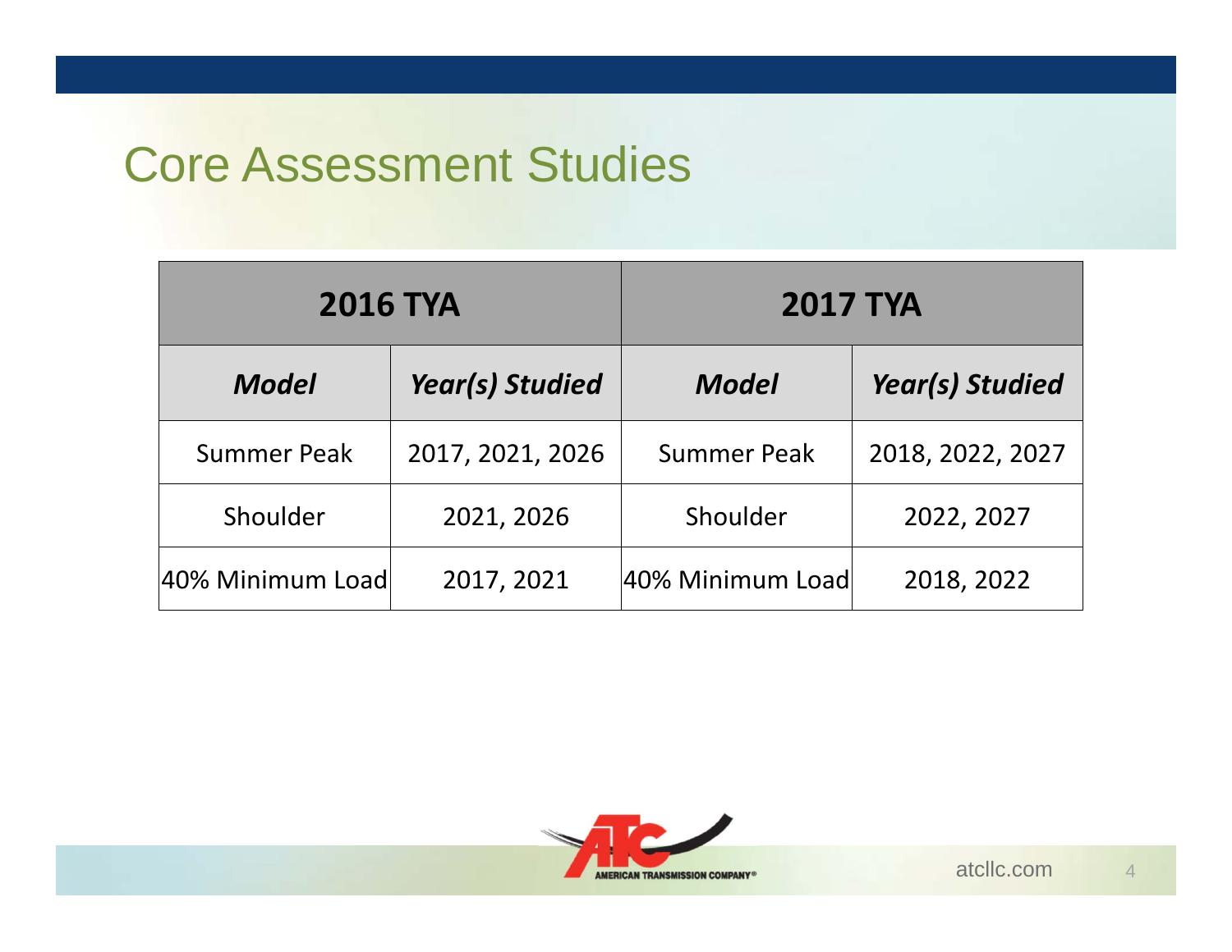# Core Assessment Studies

| 2016 TYA | | 2017 TYA | |
|---|---|---|---|
| ***Model*** | ***Year(s) Studied*** | ***Model*** | ***Year(s) Studied*** |
| Summer Peak | 2017, 2021, 2026 | Summer Peak | 2018, 2022, 2027 |
| Shoulder | 2021, 2026 | Shoulder | 2022, 2027 |
| 40% Minimum Load | 2017, 2021 | 40% Minimum Load | 2018, 2022 |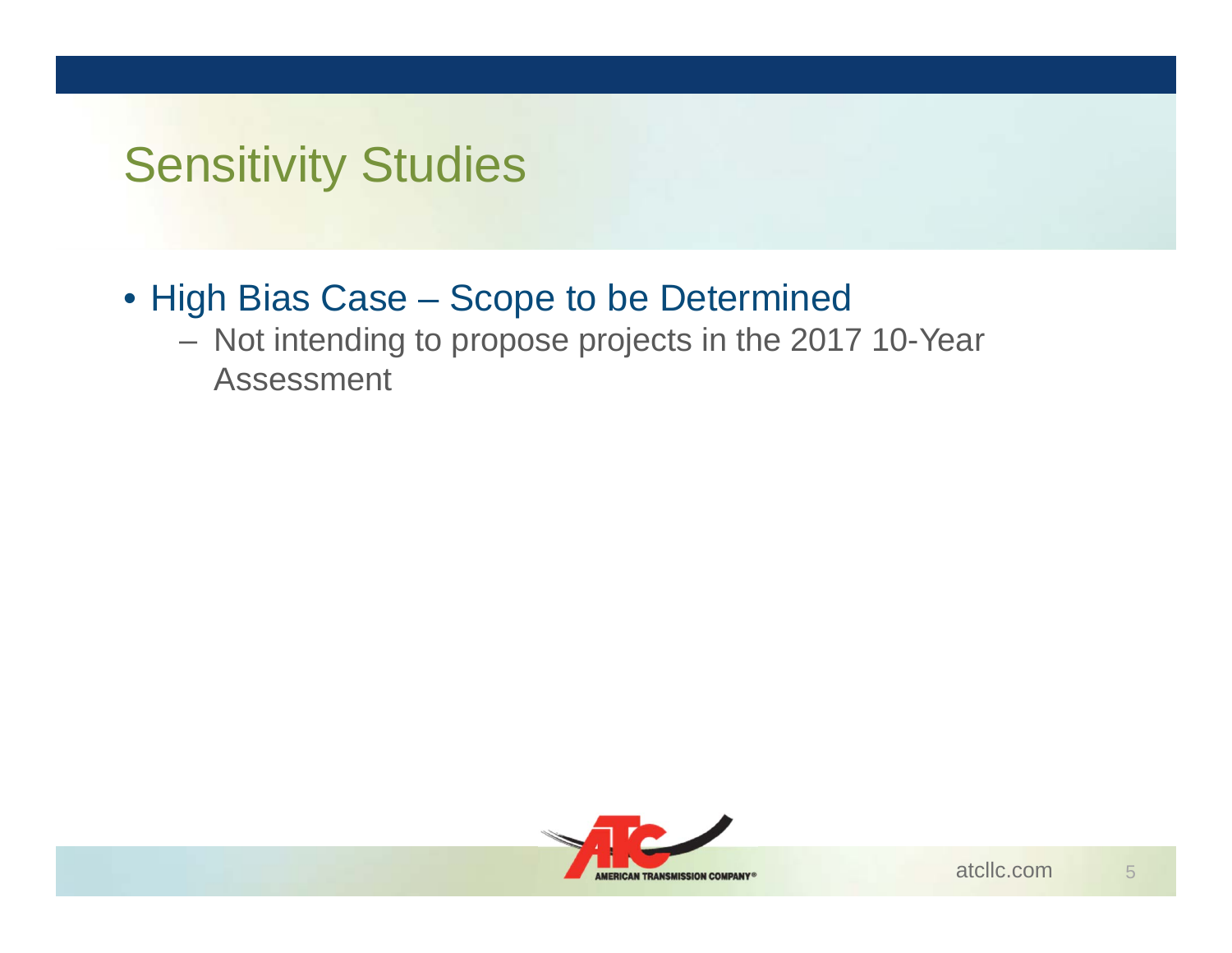# Sensitivity Studies

- High Bias Case – Scope to be Determined
  - Not intending to propose projects in the 2017 10-Year Assessment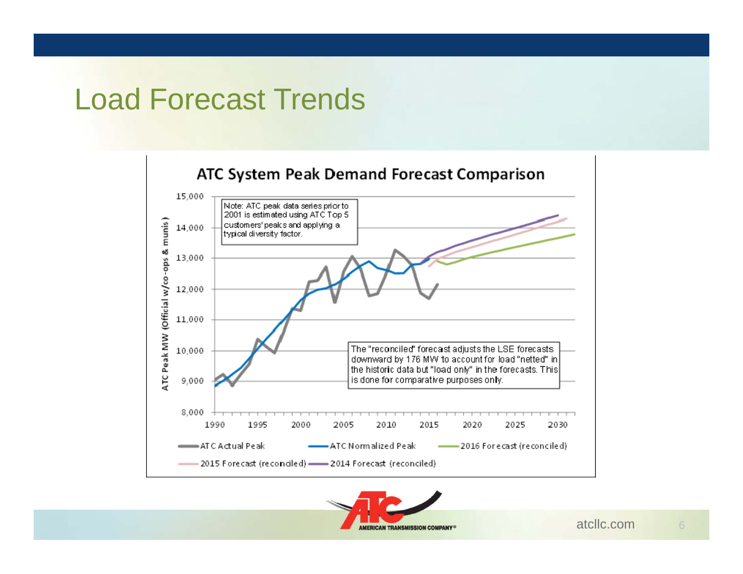# Load Forecast Trends

## ATC System Peak Demand Forecast Comparison

Note: ATC peak data series prior to 2001 is estimated using ATC Top 5 customers' peaks and applying a typical diversity factor.

The "reconciled" forecast adjusts the LSE forecasts downward by 176 MW to account for load "netted" in the historic data but "load only" in the forecasts. This is done for comparative purposes only.

ATC Peak MW (Official w/co-ops & munis)

Legend: ATC Actual Peak; ATC Normalized Peak; 2016 Forecast (reconciled); 2015 Forecast (reconciled); 2014 Forecast (reconciled)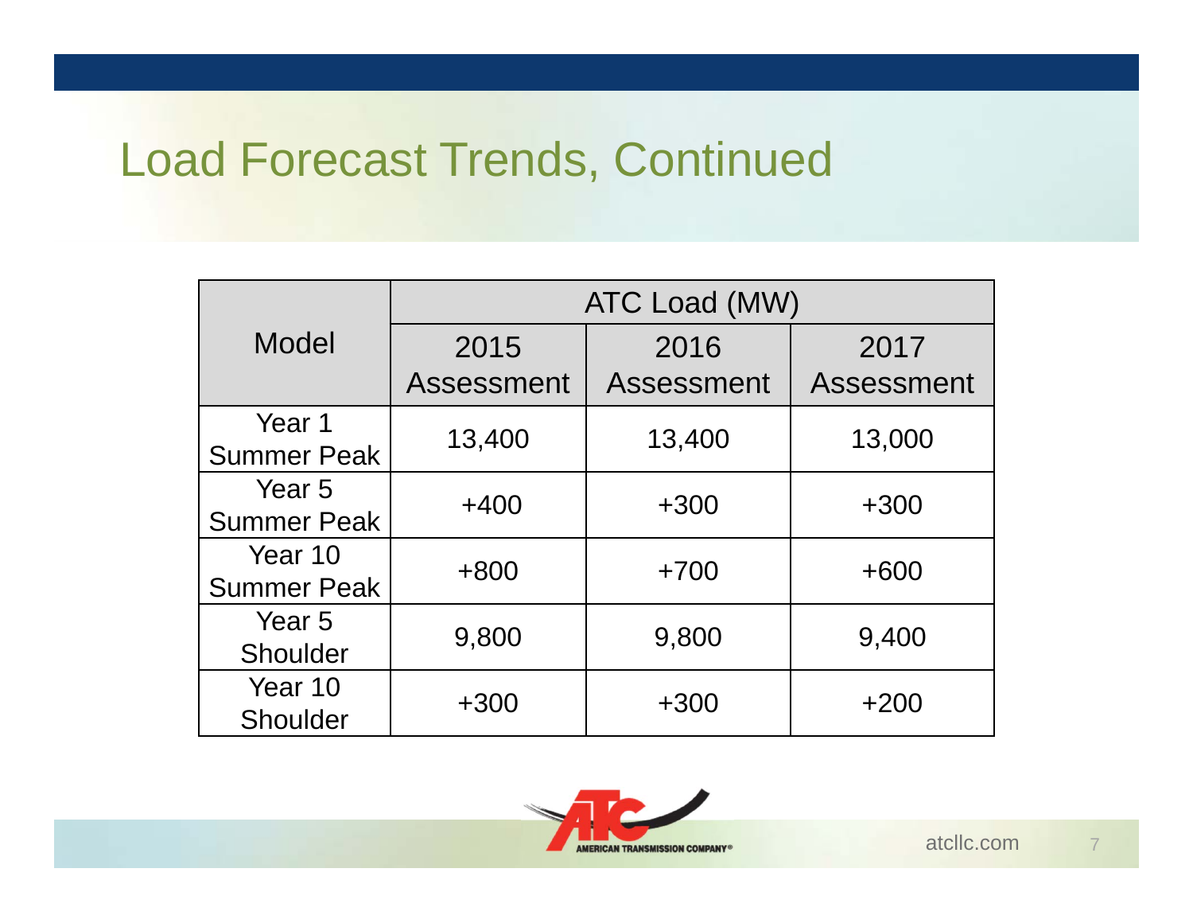# Load Forecast Trends, Continued

| Model | ATC Load (MW) | | |
|---|---|---|---|
| | 2015 Assessment | 2016 Assessment | 2017 Assessment |
| Year 1 Summer Peak | 13,400 | 13,400 | 13,000 |
| Year 5 Summer Peak | +400 | +300 | +300 |
| Year 10 Summer Peak | +800 | +700 | +600 |
| Year 5 Shoulder | 9,800 | 9,800 | 9,400 |
| Year 10 Shoulder | +300 | +300 | +200 |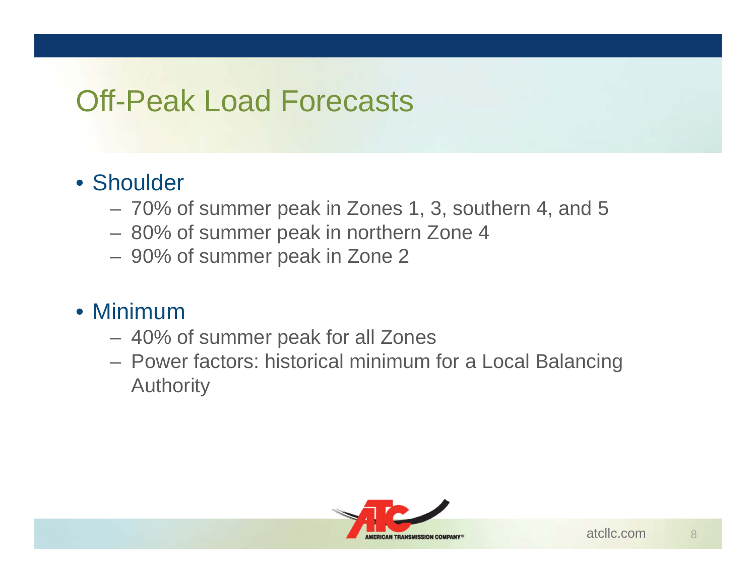# Off-Peak Load Forecasts

- Shoulder
  - 70% of summer peak in Zones 1, 3, southern 4, and 5
  - 80% of summer peak in northern Zone 4
  - 90% of summer peak in Zone 2
- Minimum
  - 40% of summer peak for all Zones
  - Power factors: historical minimum for a Local Balancing Authority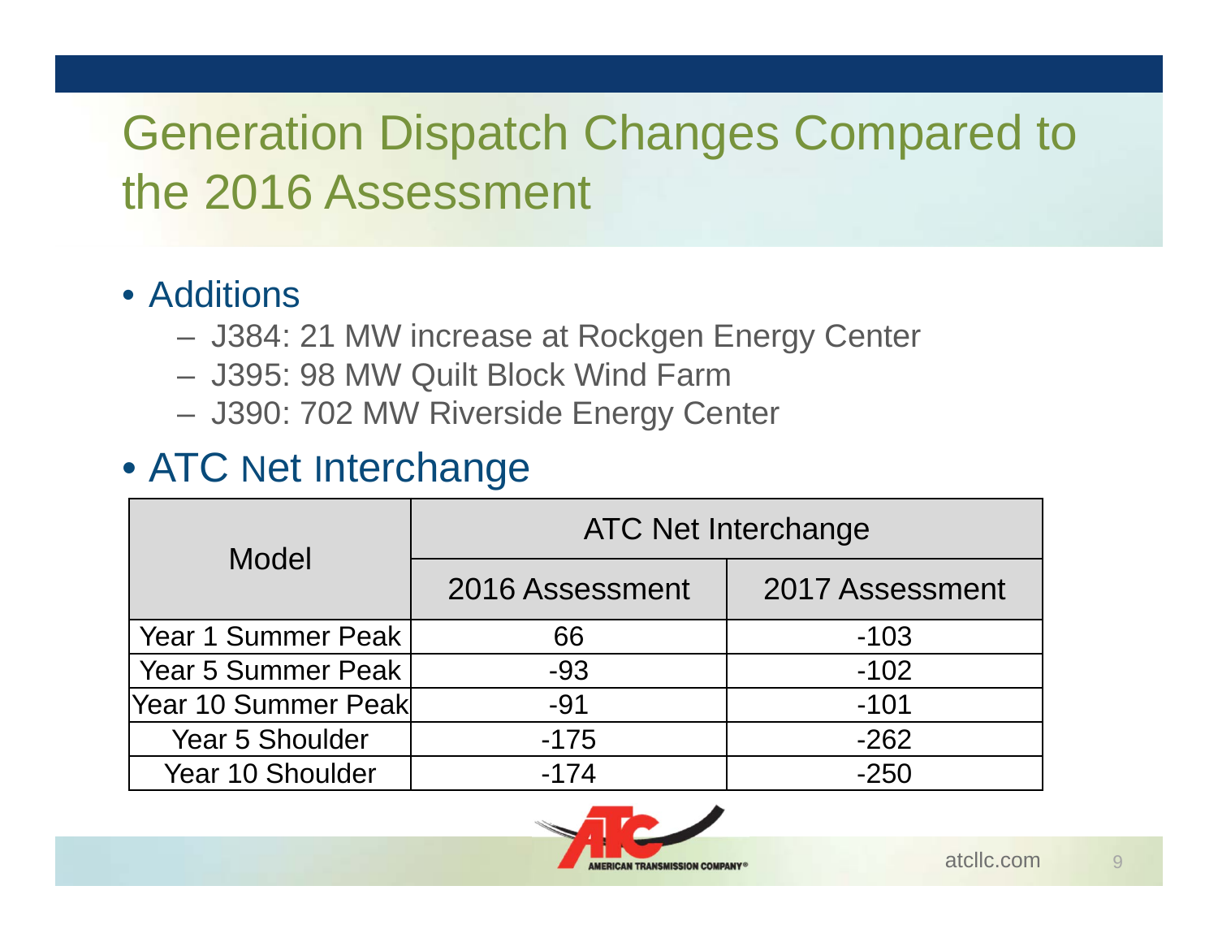# Generation Dispatch Changes Compared to the 2016 Assessment

- Additions
  - J384: 21 MW increase at Rockgen Energy Center
  - J395: 98 MW Quilt Block Wind Farm
  - J390: 702 MW Riverside Energy Center
- ATC Net Interchange

| Model | ATC Net Interchange | |
|---|---|---|
| | 2016 Assessment | 2017 Assessment |
| Year 1 Summer Peak | 66 | -103 |
| Year 5 Summer Peak | -93 | -102 |
| Year 10 Summer Peak | -91 | -101 |
| Year 5 Shoulder | -175 | -262 |
| Year 10 Shoulder | -174 | -250 |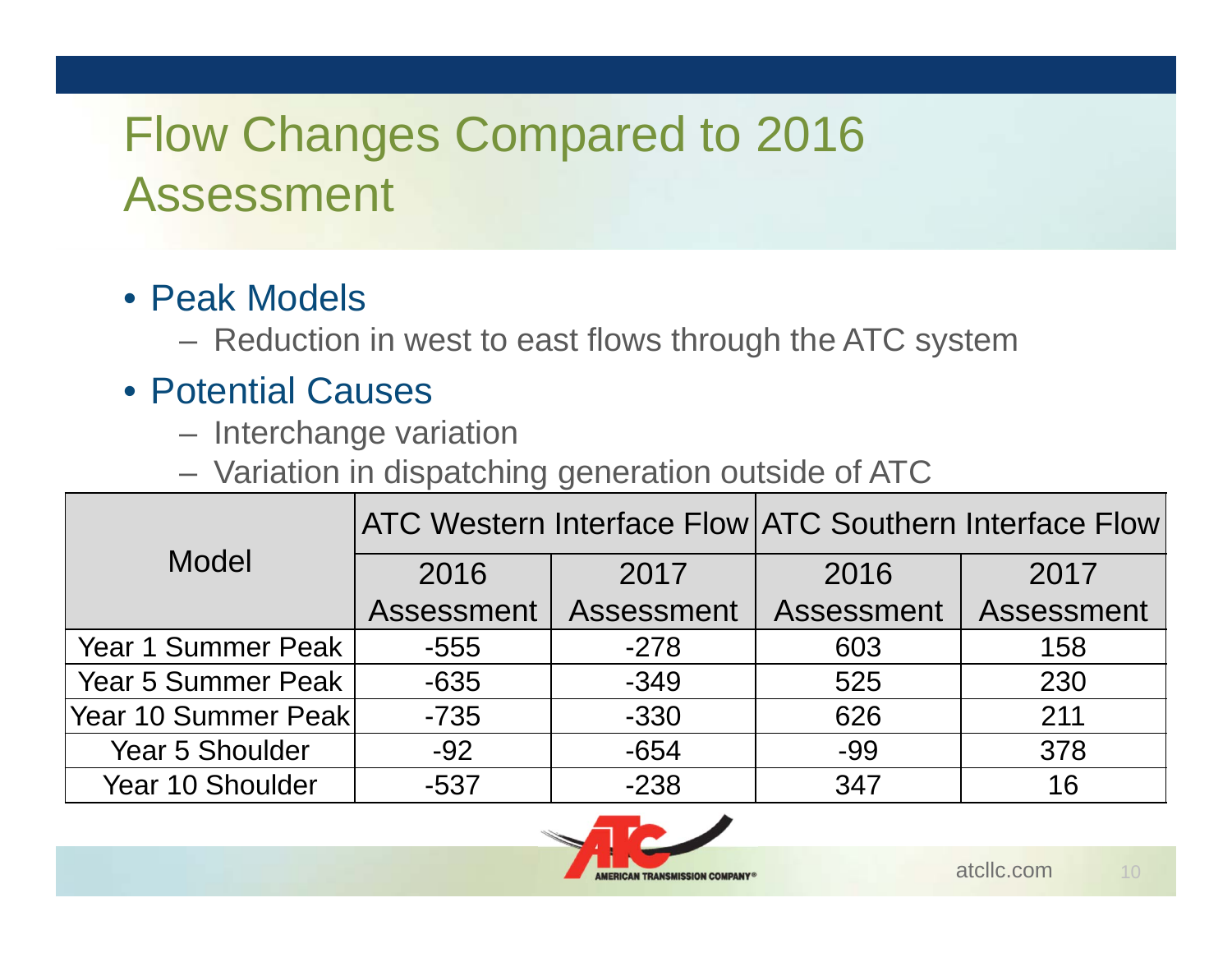# Flow Changes Compared to 2016 Assessment

- Peak Models
  - Reduction in west to east flows through the ATC system
- Potential Causes
  - Interchange variation
  - Variation in dispatching generation outside of ATC

| Model | ATC Western Interface Flow | | ATC Southern Interface Flow | |
|---|---|---|---|---|
| | 2016 Assessment | 2017 Assessment | 2016 Assessment | 2017 Assessment |
| Year 1 Summer Peak | -555 | -278 | 603 | 158 |
| Year 5 Summer Peak | -635 | -349 | 525 | 230 |
| Year 10 Summer Peak | -735 | -330 | 626 | 211 |
| Year 5 Shoulder | -92 | -654 | -99 | 378 |
| Year 10 Shoulder | -537 | -238 | 347 | 16 |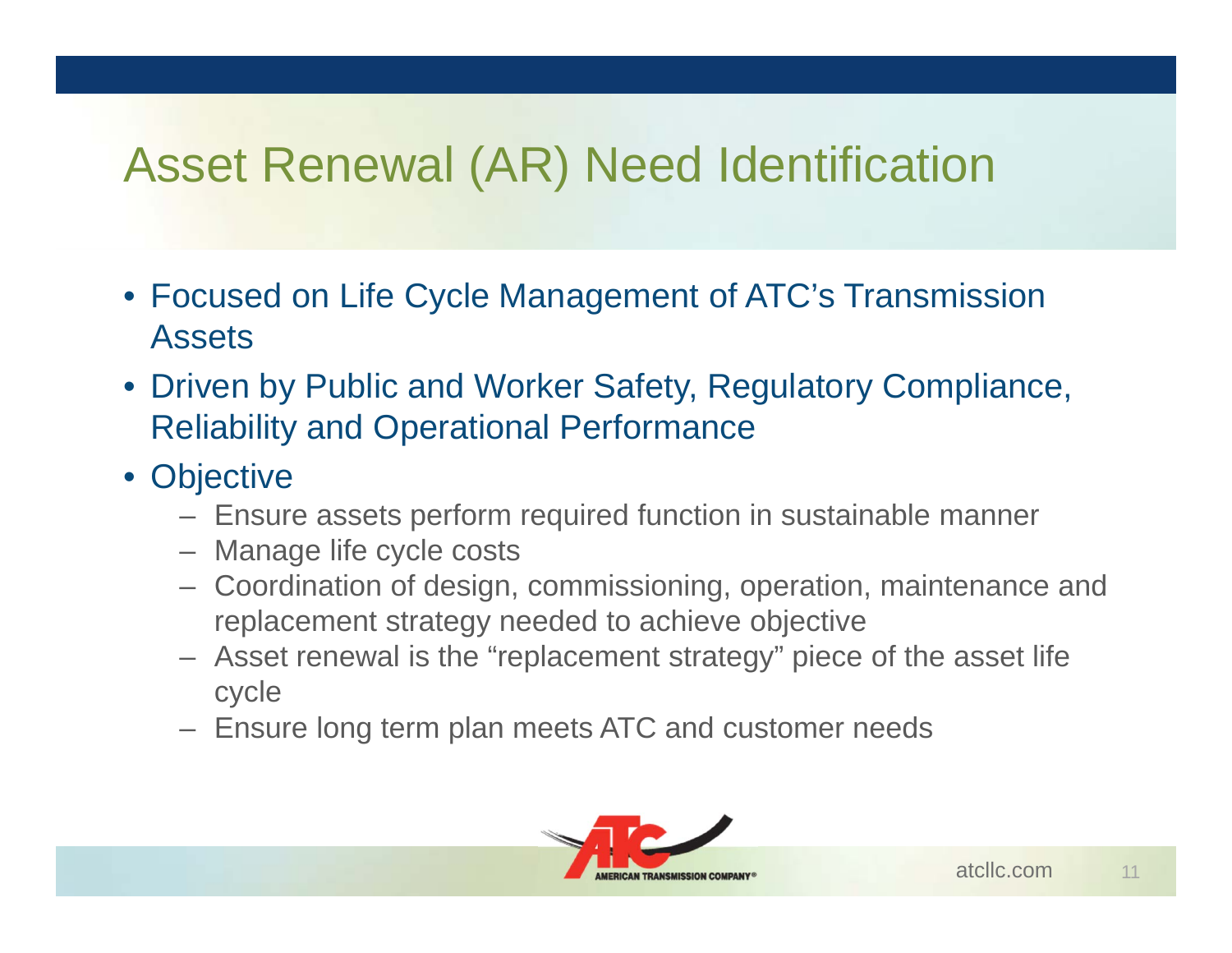# Asset Renewal (AR) Need Identification

- Focused on Life Cycle Management of ATC's Transmission Assets
- Driven by Public and Worker Safety, Regulatory Compliance, Reliability and Operational Performance
- Objective
  - Ensure assets perform required function in sustainable manner
  - Manage life cycle costs
  - Coordination of design, commissioning, operation, maintenance and replacement strategy needed to achieve objective
  - Asset renewal is the "replacement strategy" piece of the asset life cycle
  - Ensure long term plan meets ATC and customer needs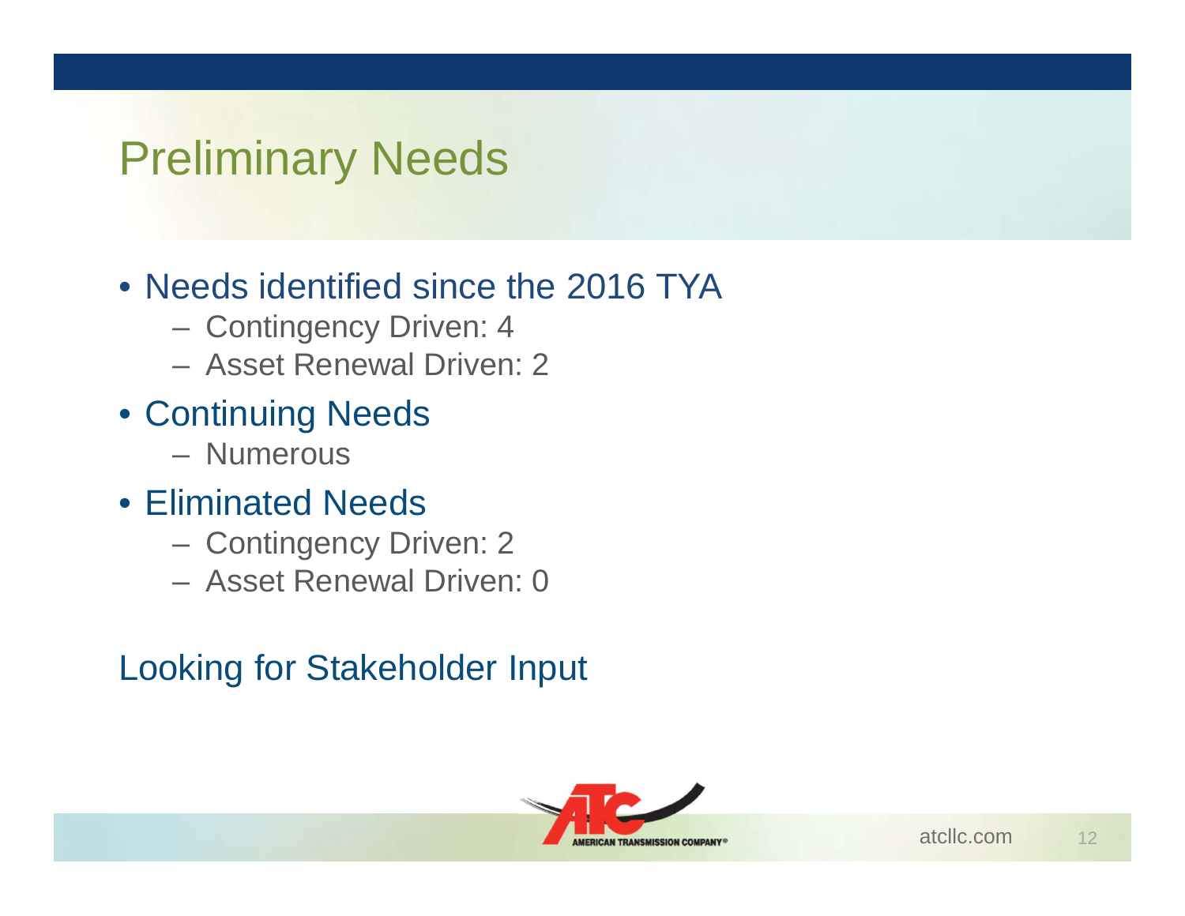# Preliminary Needs

- Needs identified since the 2016 TYA
  - Contingency Driven: 4
  - Asset Renewal Driven: 2
- Continuing Needs
  - Numerous
- Eliminated Needs
  - Contingency Driven: 2
  - Asset Renewal Driven: 0

Looking for Stakeholder Input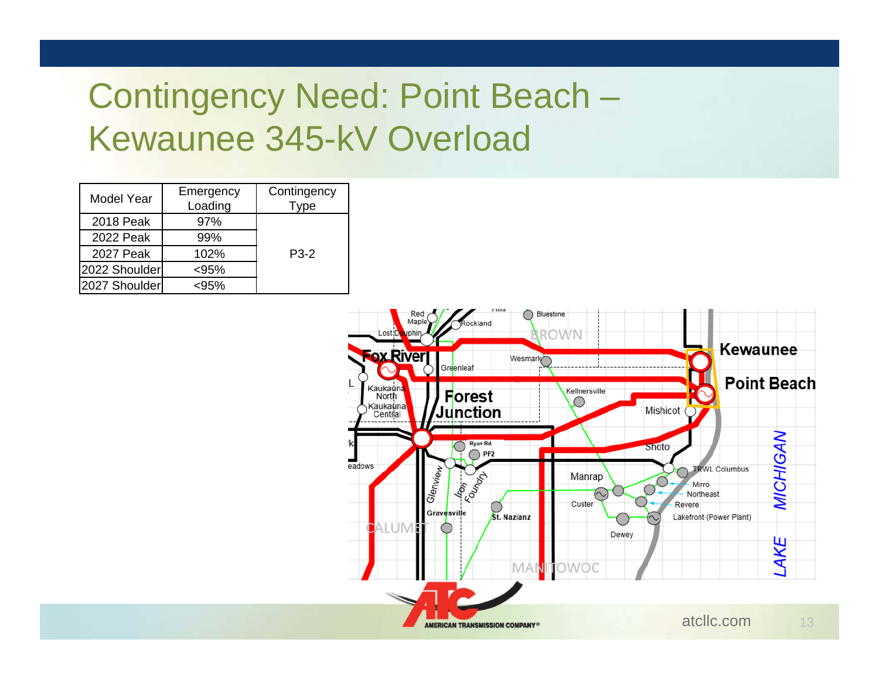# Contingency Need: Point Beach – Kewaunee 345-kV Overload

| Model Year | Emergency Loading | Contingency Type |
|---|---|---|
| 2018 Peak | 97% | P3-2 |
| 2022 Peak | 99% | |
| 2027 Peak | 102% | |
| 2022 Shoulder | <95% | |
| 2027 Shoulder | <95% | |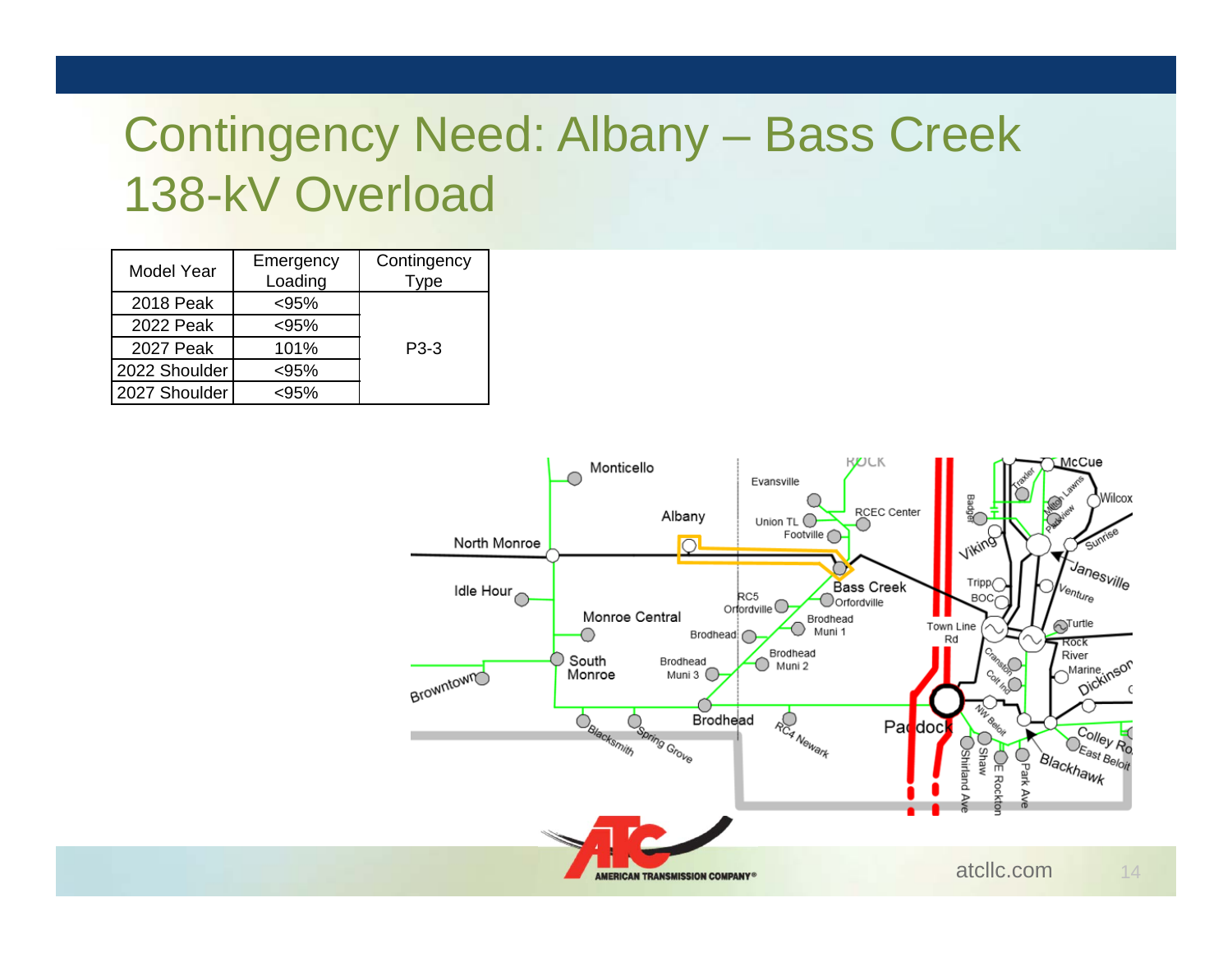# Contingency Need: Albany – Bass Creek 138-kV Overload

| Model Year | Emergency Loading | Contingency Type |
|---|---|---|
| 2018 Peak | <95% | P3-3 |
| 2022 Peak | <95% | |
| 2027 Peak | 101% | |
| 2022 Shoulder | <95% | |
| 2027 Shoulder | <95% | |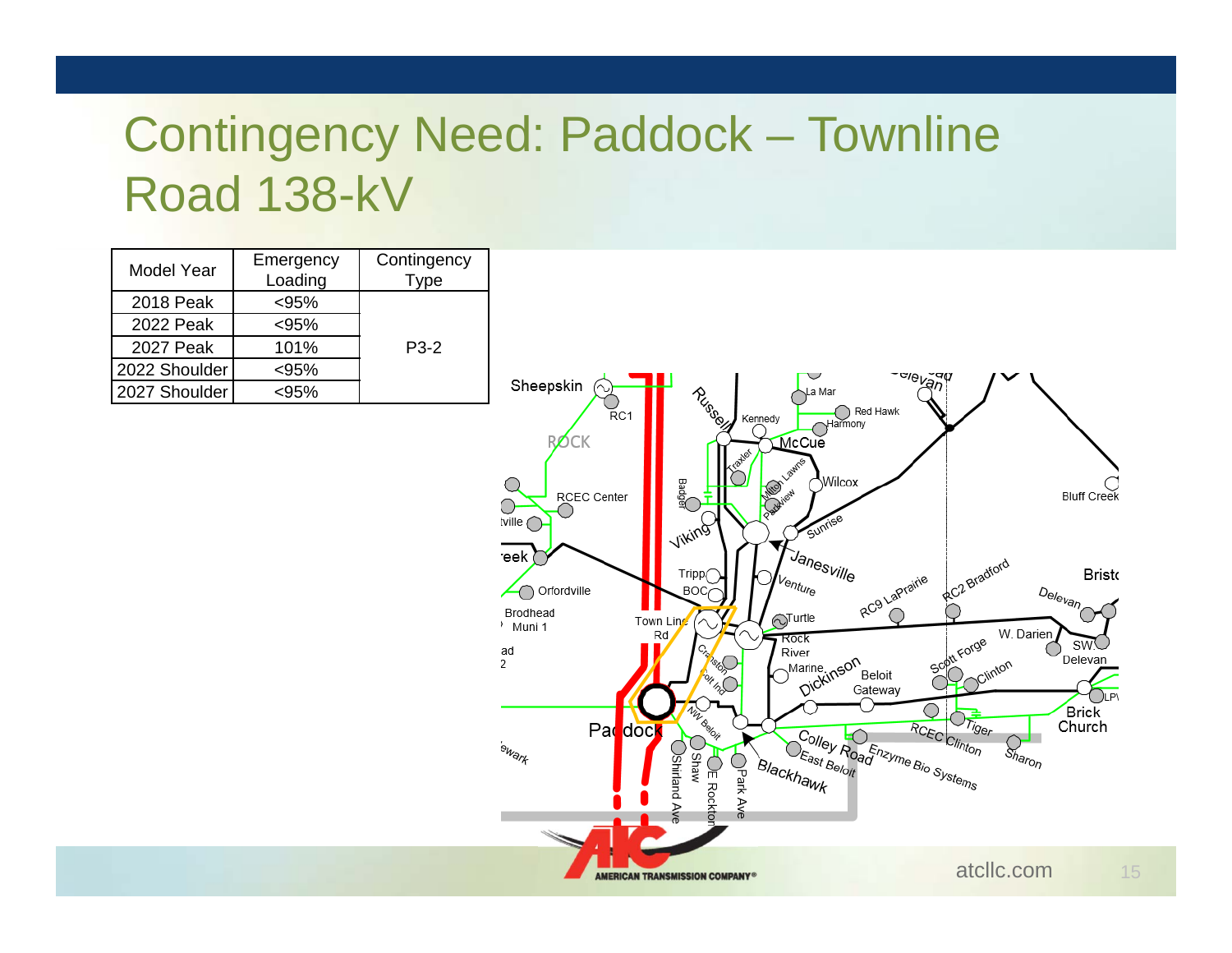# Contingency Need: Paddock – Townline Road 138-kV

| Model Year | Emergency Loading | Contingency Type |
|---|---|---|
| 2018 Peak | <95% | P3-2 |
| 2022 Peak | <95% | |
| 2027 Peak | 101% | |
| 2022 Shoulder | <95% | |
| 2027 Shoulder | <95% | |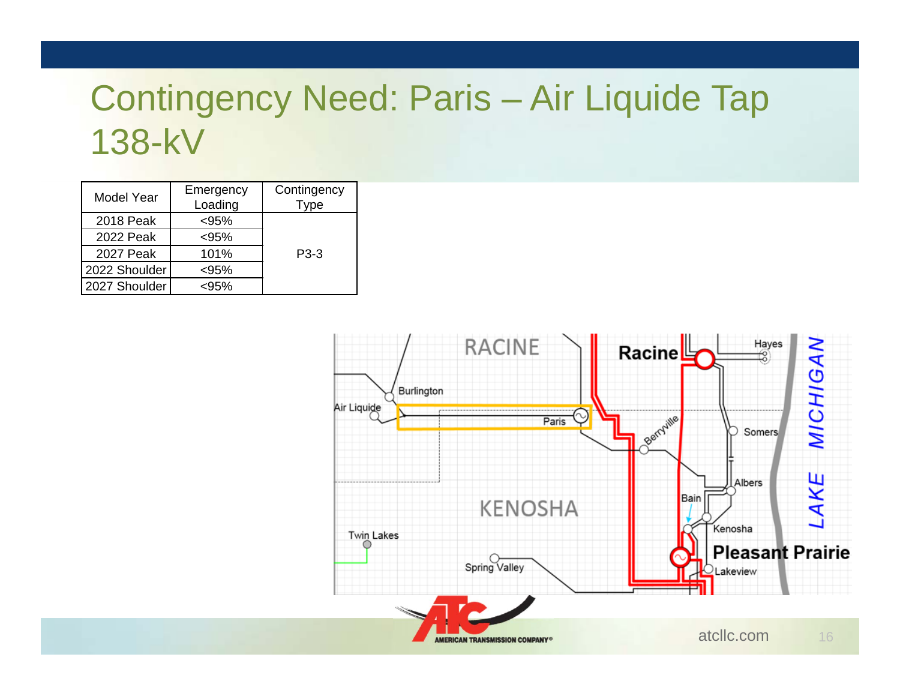# Contingency Need: Paris – Air Liquide Tap 138-kV

| Model Year | Emergency Loading | Contingency Type |
|---|---|---|
| 2018 Peak | <95% | P3-3 |
| 2022 Peak | <95% | |
| 2027 Peak | 101% | |
| 2022 Shoulder | <95% | |
| 2027 Shoulder | <95% | |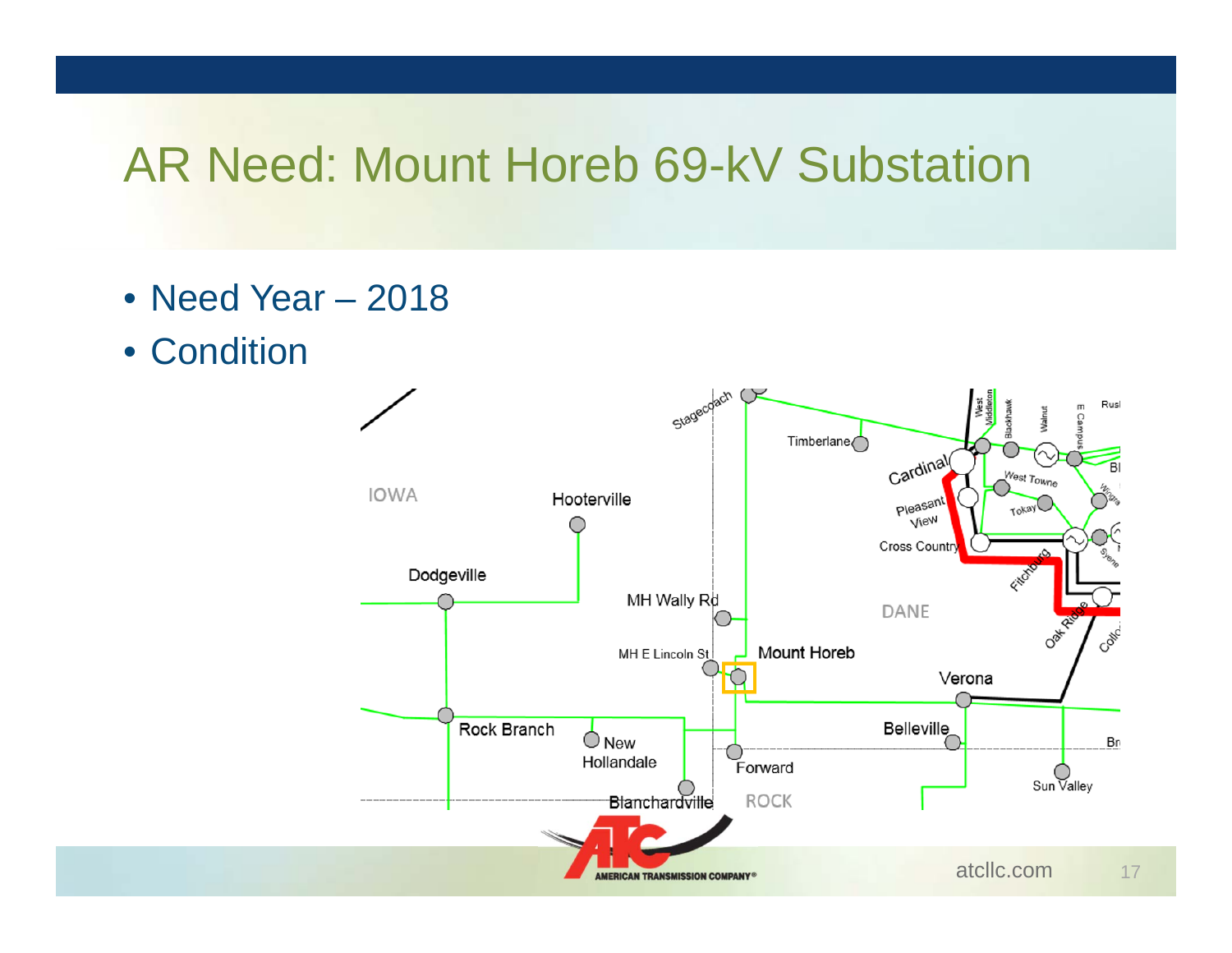# AR Need: Mount Horeb 69-kV Substation

- Need Year – 2018
- Condition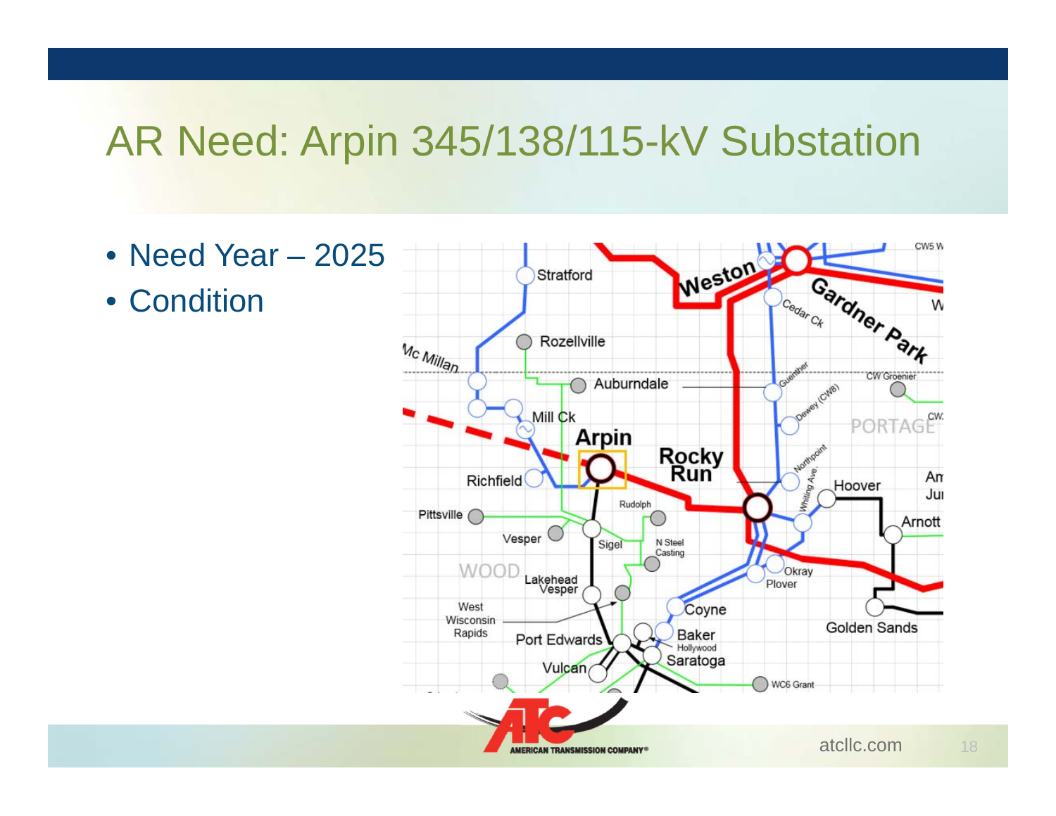# AR Need: Arpin 345/138/115-kV Substation

- Need Year – 2025
- Condition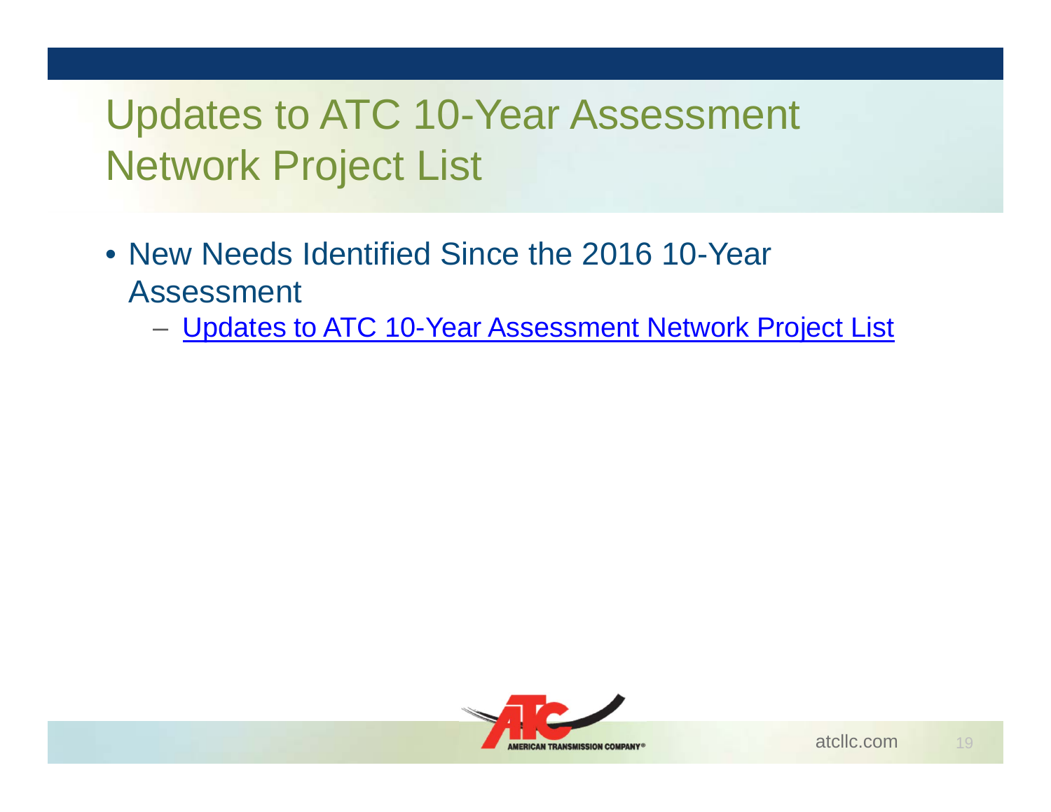# Updates to ATC 10-Year Assessment Network Project List

- New Needs Identified Since the 2016 10-Year Assessment
  - Updates to ATC 10-Year Assessment Network Project List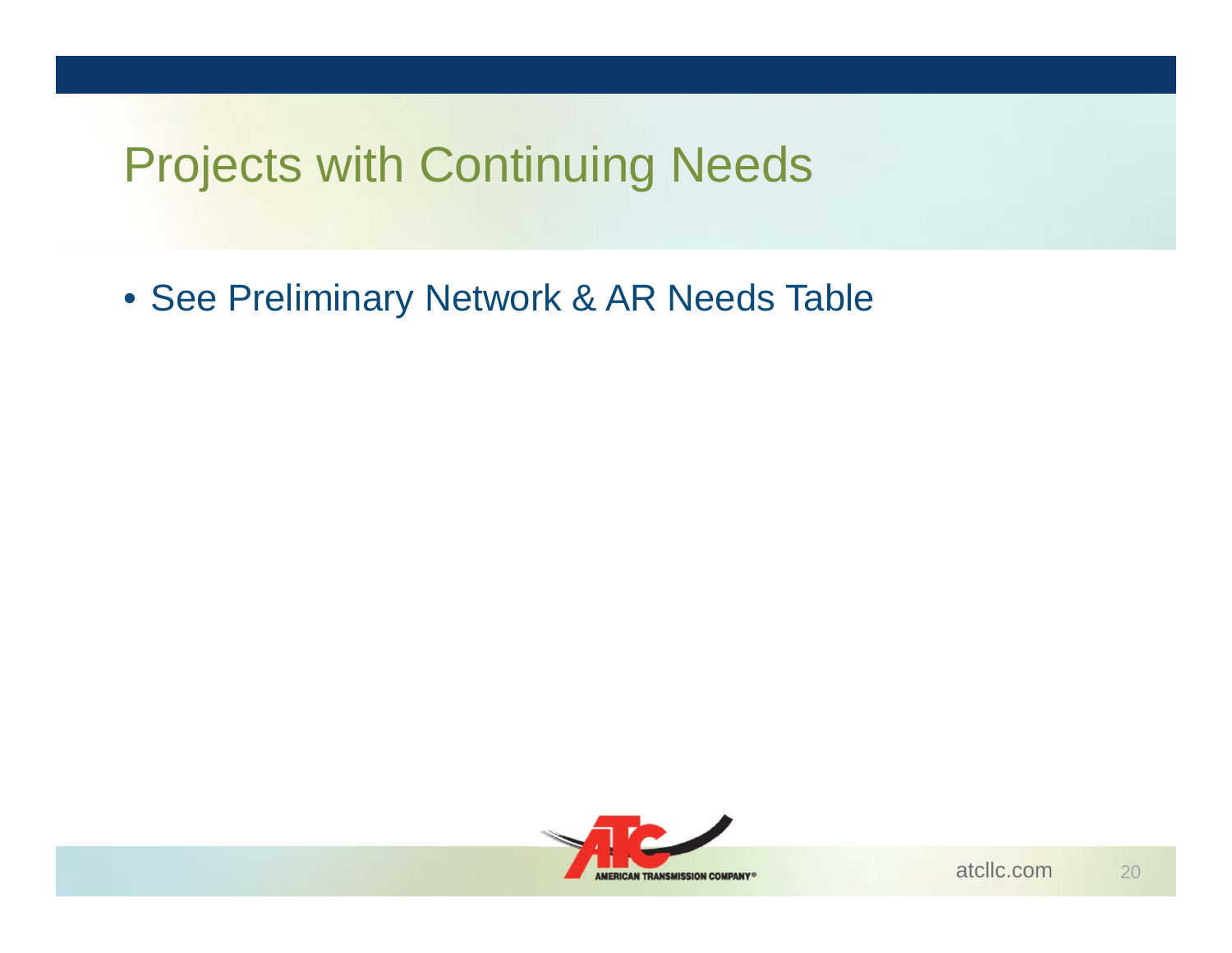# Projects with Continuing Needs

- See Preliminary Network & AR Needs Table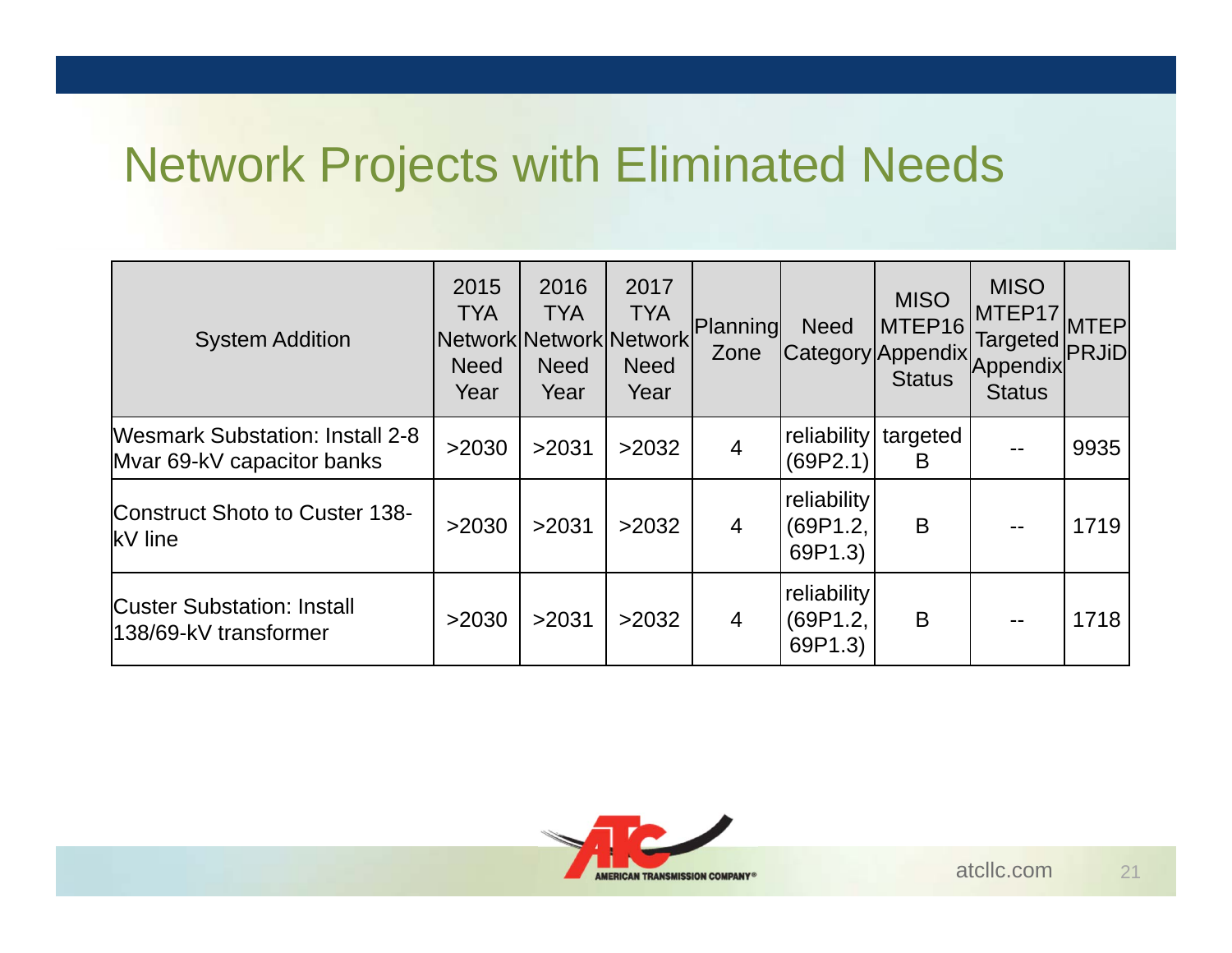# Network Projects with Eliminated Needs

| System Addition | 2015 TYA Network Need Year | 2016 TYA Network Need Year | 2017 TYA Network Need Year | Planning Zone | Need Category | MISO MTEP16 Appendix Status | MISO MTEP17 Targeted Appendix Status | MTEP PRJiD |
|---|---|---|---|---|---|---|---|---|
| Wesmark Substation: Install 2-8 Mvar 69-kV capacitor banks | >2030 | >2031 | >2032 | 4 | reliability (69P2.1) | targeted B | -- | 9935 |
| Construct Shoto to Custer 138-kV line | >2030 | >2031 | >2032 | 4 | reliability (69P1.2, 69P1.3) | B | -- | 1719 |
| Custer Substation: Install 138/69-kV transformer | >2030 | >2031 | >2032 | 4 | reliability (69P1.2, 69P1.3) | B | -- | 1718 |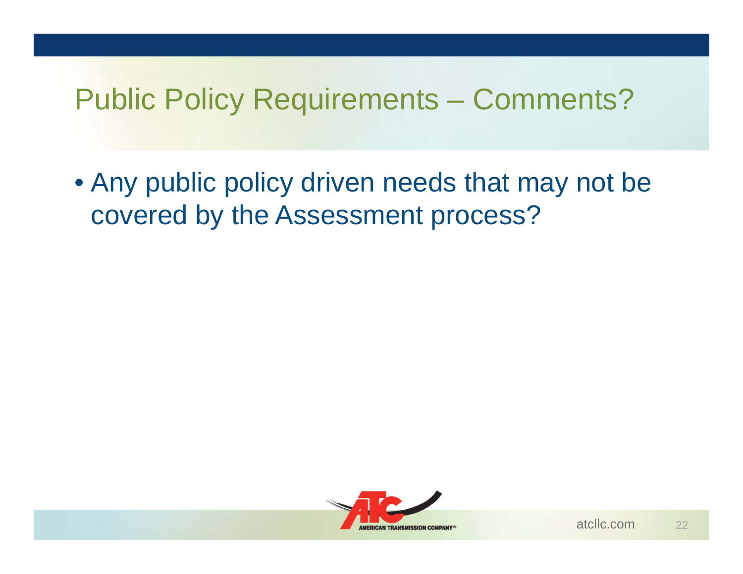# Public Policy Requirements – Comments?

- Any public policy driven needs that may not be covered by the Assessment process?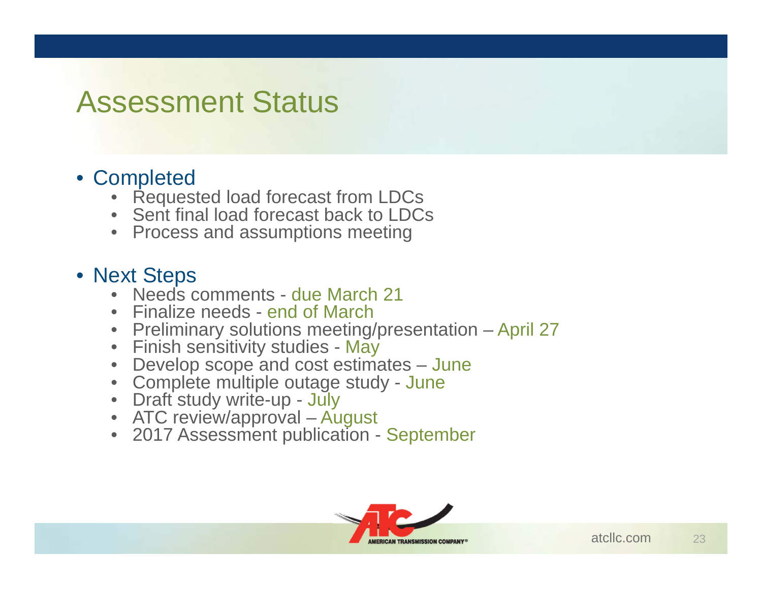# Assessment Status

- Completed
  - Requested load forecast from LDCs
  - Sent final load forecast back to LDCs
  - Process and assumptions meeting

- Next Steps
  - Needs comments - due March 21
  - Finalize needs - end of March
  - Preliminary solutions meeting/presentation – April 27
  - Finish sensitivity studies - May
  - Develop scope and cost estimates – June
  - Complete multiple outage study - June
  - Draft study write-up - July
  - ATC review/approval – August
  - 2017 Assessment publication - September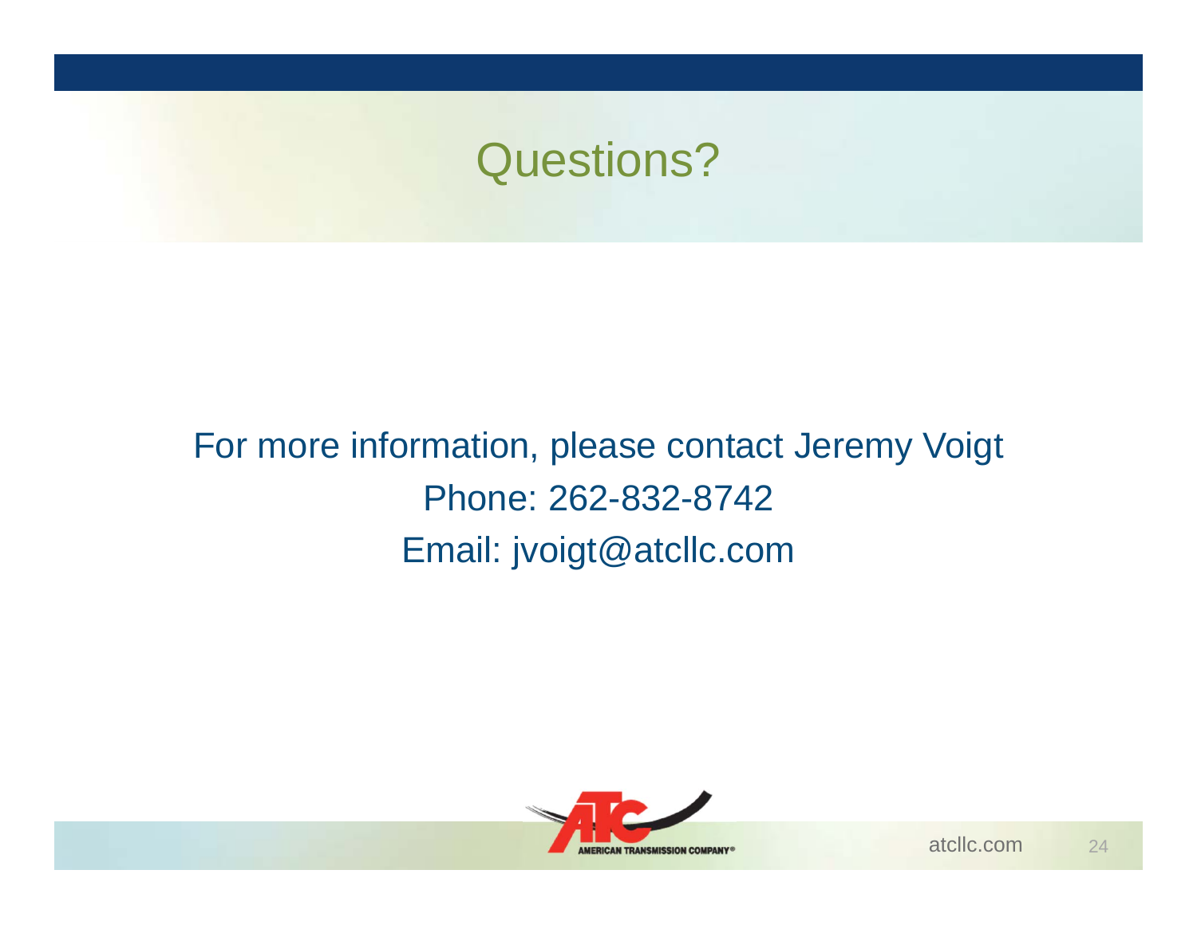# Questions?

For more information, please contact Jeremy Voigt

Phone: 262-832-8742

Email: jvoigt@atcllc.com